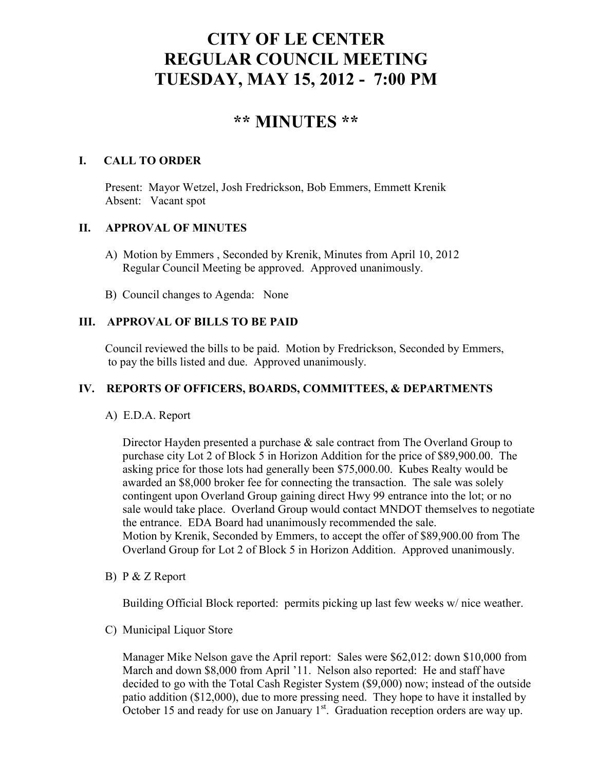# CITY OF LE CENTER
# REGULAR COUNCIL MEETING
# TUESDAY, MAY 15, 2012 - 7:00 PM

## ** MINUTES **

### I. CALL TO ORDER

Present: Mayor Wetzel, Josh Fredrickson, Bob Emmers, Emmett Krenik
Absent: Vacant spot

### II. APPROVAL OF MINUTES

A) Motion by Emmers , Seconded by Krenik, Minutes from April 10, 2012 Regular Council Meeting be approved. Approved unanimously.

B) Council changes to Agenda: None

### III. APPROVAL OF BILLS TO BE PAID

Council reviewed the bills to be paid. Motion by Fredrickson, Seconded by Emmers, to pay the bills listed and due. Approved unanimously.

### IV. REPORTS OF OFFICERS, BOARDS, COMMITTEES, & DEPARTMENTS

A) E.D.A. Report

Director Hayden presented a purchase & sale contract from The Overland Group to purchase city Lot 2 of Block 5 in Horizon Addition for the price of $89,900.00. The asking price for those lots had generally been $75,000.00. Kubes Realty would be awarded an $8,000 broker fee for connecting the transaction. The sale was solely contingent upon Overland Group gaining direct Hwy 99 entrance into the lot; or no sale would take place. Overland Group would contact MNDOT themselves to negotiate the entrance. EDA Board had unanimously recommended the sale.
Motion by Krenik, Seconded by Emmers, to accept the offer of $89,900.00 from The Overland Group for Lot 2 of Block 5 in Horizon Addition. Approved unanimously.

B) P & Z Report

Building Official Block reported: permits picking up last few weeks w/ nice weather.

C) Municipal Liquor Store

Manager Mike Nelson gave the April report: Sales were $62,012: down $10,000 from March and down $8,000 from April '11. Nelson also reported: He and staff have decided to go with the Total Cash Register System ($9,000) now; instead of the outside patio addition ($12,000), due to more pressing need. They hope to have it installed by October 15 and ready for use on January 1st. Graduation reception orders are way up.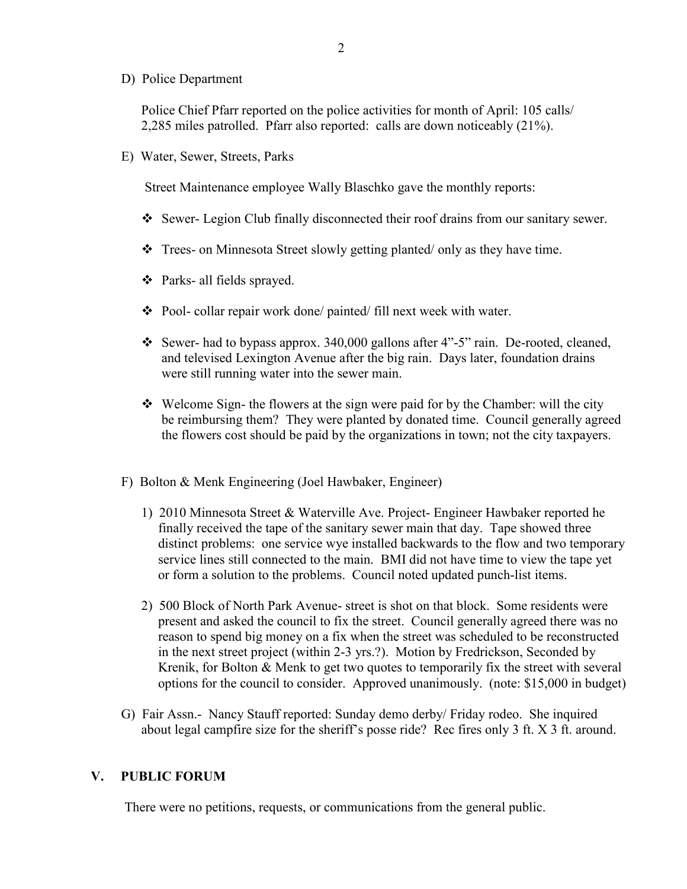D) Police Department

Police Chief Pfarr reported on the police activities for month of April: 105 calls/ 2,285 miles patrolled. Pfarr also reported: calls are down noticeably (21%).

E) Water, Sewer, Streets, Parks

Street Maintenance employee Wally Blaschko gave the monthly reports:

- Sewer- Legion Club finally disconnected their roof drains from our sanitary sewer.
- Trees- on Minnesota Street slowly getting planted/ only as they have time.
- Parks- all fields sprayed.
- Pool- collar repair work done/ painted/ fill next week with water.
- Sewer- had to bypass approx. 340,000 gallons after 4"-5" rain. De-rooted, cleaned, and televised Lexington Avenue after the big rain. Days later, foundation drains were still running water into the sewer main.
- Welcome Sign- the flowers at the sign were paid for by the Chamber: will the city be reimbursing them? They were planted by donated time. Council generally agreed the flowers cost should be paid by the organizations in town; not the city taxpayers.

F) Bolton & Menk Engineering (Joel Hawbaker, Engineer)

1) 2010 Minnesota Street & Waterville Ave. Project- Engineer Hawbaker reported he finally received the tape of the sanitary sewer main that day. Tape showed three distinct problems: one service wye installed backwards to the flow and two temporary service lines still connected to the main. BMI did not have time to view the tape yet or form a solution to the problems. Council noted updated punch-list items.

2) 500 Block of North Park Avenue- street is shot on that block. Some residents were present and asked the council to fix the street. Council generally agreed there was no reason to spend big money on a fix when the street was scheduled to be reconstructed in the next street project (within 2-3 yrs.?). Motion by Fredrickson, Seconded by Krenik, for Bolton & Menk to get two quotes to temporarily fix the street with several options for the council to consider. Approved unanimously. (note: $15,000 in budget)

G) Fair Assn.- Nancy Stauff reported: Sunday demo derby/ Friday rodeo. She inquired about legal campfire size for the sheriff's posse ride? Rec fires only 3 ft. X 3 ft. around.

## V. PUBLIC FORUM

There were no petitions, requests, or communications from the general public.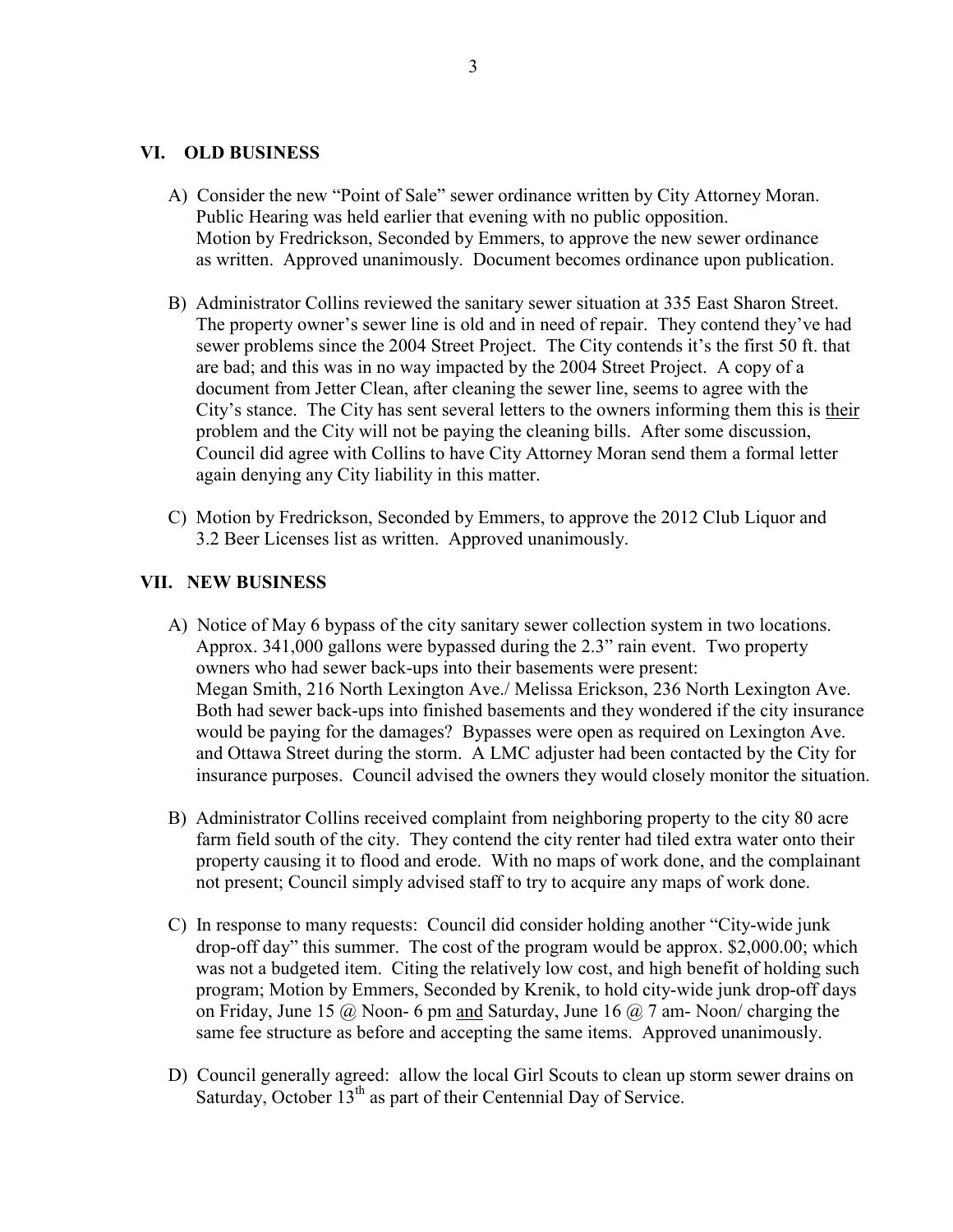## VI. OLD BUSINESS

A) Consider the new "Point of Sale" sewer ordinance written by City Attorney Moran. Public Hearing was held earlier that evening with no public opposition. Motion by Fredrickson, Seconded by Emmers, to approve the new sewer ordinance as written. Approved unanimously. Document becomes ordinance upon publication.

B) Administrator Collins reviewed the sanitary sewer situation at 335 East Sharon Street. The property owner's sewer line is old and in need of repair. They contend they've had sewer problems since the 2004 Street Project. The City contends it's the first 50 ft. that are bad; and this was in no way impacted by the 2004 Street Project. A copy of a document from Jetter Clean, after cleaning the sewer line, seems to agree with the City's stance. The City has sent several letters to the owners informing them this is <u>their</u> problem and the City will not be paying the cleaning bills. After some discussion, Council did agree with Collins to have City Attorney Moran send them a formal letter again denying any City liability in this matter.

C) Motion by Fredrickson, Seconded by Emmers, to approve the 2012 Club Liquor and 3.2 Beer Licenses list as written. Approved unanimously.

## VII. NEW BUSINESS

A) Notice of May 6 bypass of the city sanitary sewer collection system in two locations. Approx. 341,000 gallons were bypassed during the 2.3" rain event. Two property owners who had sewer back-ups into their basements were present: Megan Smith, 216 North Lexington Ave./ Melissa Erickson, 236 North Lexington Ave. Both had sewer back-ups into finished basements and they wondered if the city insurance would be paying for the damages? Bypasses were open as required on Lexington Ave. and Ottawa Street during the storm. A LMC adjuster had been contacted by the City for insurance purposes. Council advised the owners they would closely monitor the situation.

B) Administrator Collins received complaint from neighboring property to the city 80 acre farm field south of the city. They contend the city renter had tiled extra water onto their property causing it to flood and erode. With no maps of work done, and the complainant not present; Council simply advised staff to try to acquire any maps of work done.

C) In response to many requests: Council did consider holding another "City-wide junk drop-off day" this summer. The cost of the program would be approx. $2,000.00; which was not a budgeted item. Citing the relatively low cost, and high benefit of holding such program; Motion by Emmers, Seconded by Krenik, to hold city-wide junk drop-off days on Friday, June 15 @ Noon- 6 pm <u>and</u> Saturday, June 16 @ 7 am- Noon/ charging the same fee structure as before and accepting the same items. Approved unanimously.

D) Council generally agreed: allow the local Girl Scouts to clean up storm sewer drains on Saturday, October 13th as part of their Centennial Day of Service.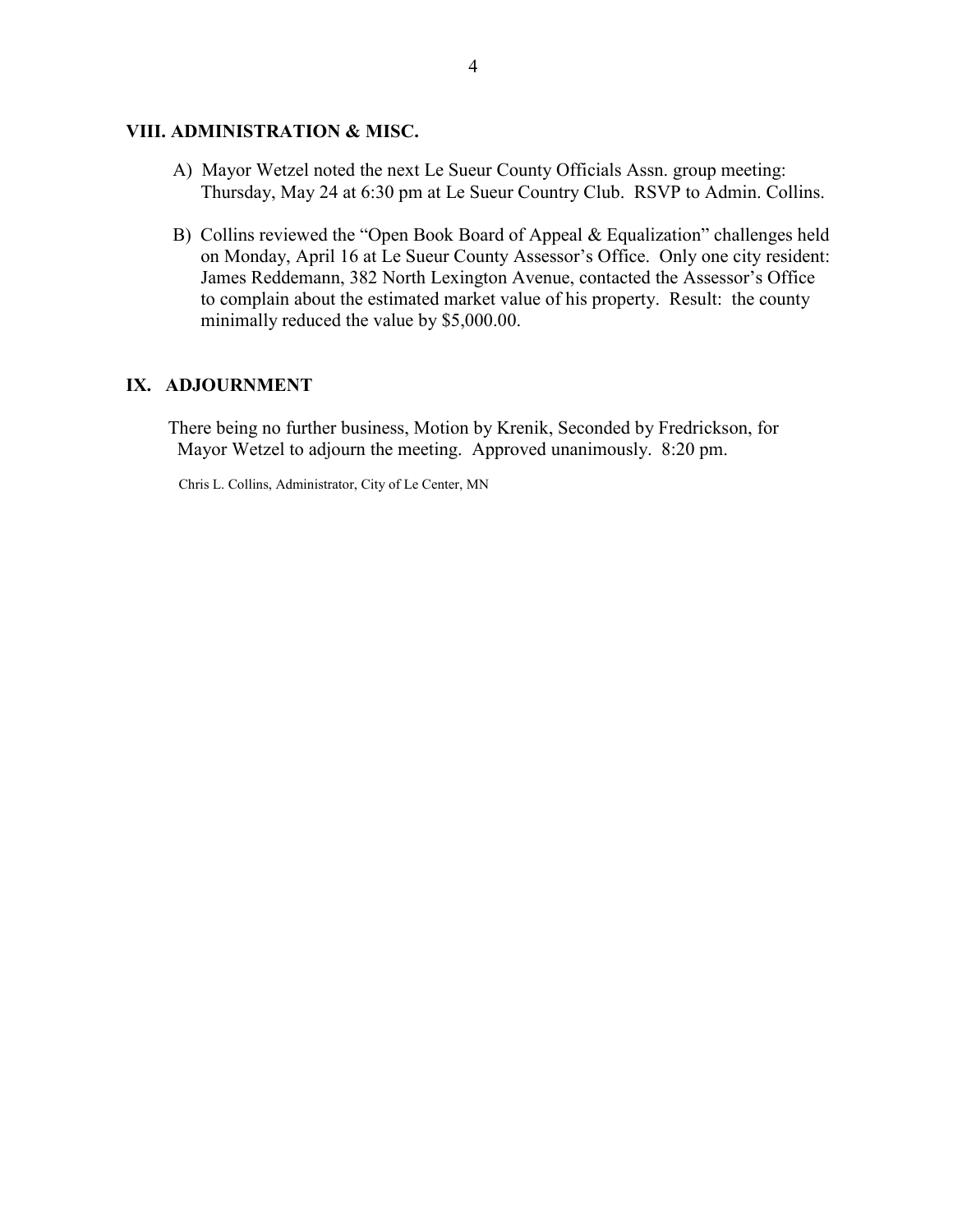## VIII. ADMINISTRATION & MISC.

A) Mayor Wetzel noted the next Le Sueur County Officials Assn. group meeting: Thursday, May 24 at 6:30 pm at Le Sueur Country Club. RSVP to Admin. Collins.

B) Collins reviewed the "Open Book Board of Appeal & Equalization" challenges held on Monday, April 16 at Le Sueur County Assessor's Office. Only one city resident: James Reddemann, 382 North Lexington Avenue, contacted the Assessor's Office to complain about the estimated market value of his property. Result: the county minimally reduced the value by $5,000.00.

## IX. ADJOURNMENT

There being no further business, Motion by Krenik, Seconded by Fredrickson, for Mayor Wetzel to adjourn the meeting. Approved unanimously. 8:20 pm.

Chris L. Collins, Administrator, City of Le Center, MN